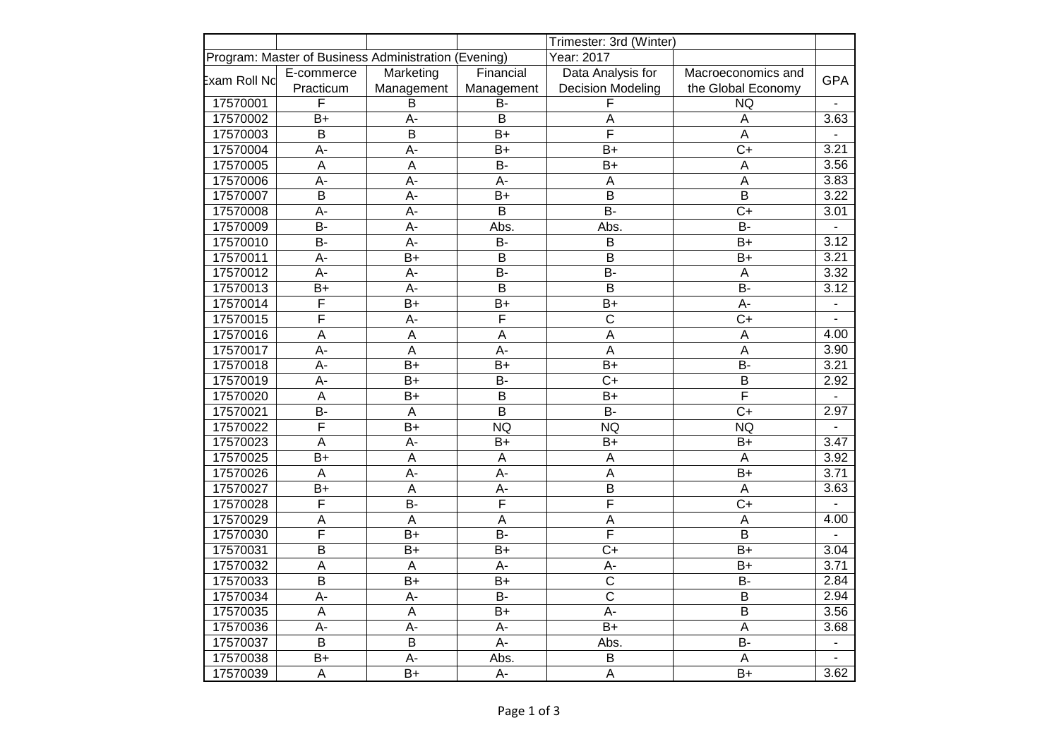| | | | | Trimester: 3rd (Winter) | | |
|---|---|---|---|---|---|---|
| Program: Master of Business Administration (Evening) | | | | Year: 2017 | | |
| Exam Roll No | E-commerce Practicum | Marketing Management | Financial Management | Data Analysis for Decision Modeling | Macroeconomics and the Global Economy | GPA |
| 17570001 | F | B | B- | F | NQ | - |
| 17570002 | B+ | A- | B | A | A | 3.63 |
| 17570003 | B | B | B+ | F | A | - |
| 17570004 | A- | A- | B+ | B+ | C+ | 3.21 |
| 17570005 | A | A | B- | B+ | A | 3.56 |
| 17570006 | A- | A- | A- | A | A | 3.83 |
| 17570007 | B | A- | B+ | B | B | 3.22 |
| 17570008 | A- | A- | B | B- | C+ | 3.01 |
| 17570009 | B- | A- | Abs. | Abs. | B- | - |
| 17570010 | B- | A- | B- | B | B+ | 3.12 |
| 17570011 | A- | B+ | B | B | B+ | 3.21 |
| 17570012 | A- | A- | B- | B- | A | 3.32 |
| 17570013 | B+ | A- | B | B | B- | 3.12 |
| 17570014 | F | B+ | B+ | B+ | A- | - |
| 17570015 | F | A- | F | C | C+ | - |
| 17570016 | A | A | A | A | A | 4.00 |
| 17570017 | A- | A | A- | A | A | 3.90 |
| 17570018 | A- | B+ | B+ | B+ | B- | 3.21 |
| 17570019 | A- | B+ | B- | C+ | B | 2.92 |
| 17570020 | A | B+ | B | B+ | F | - |
| 17570021 | B- | A | B | B- | C+ | 2.97 |
| 17570022 | F | B+ | NQ | NQ | NQ | - |
| 17570023 | A | A- | B+ | B+ | B+ | 3.47 |
| 17570025 | B+ | A | A | A | A | 3.92 |
| 17570026 | A | A- | A- | A | B+ | 3.71 |
| 17570027 | B+ | A | A- | B | A | 3.63 |
| 17570028 | F | B- | F | F | C+ | - |
| 17570029 | A | A | A | A | A | 4.00 |
| 17570030 | F | B+ | B- | F | B | - |
| 17570031 | B | B+ | B+ | C+ | B+ | 3.04 |
| 17570032 | A | A | A- | A- | B+ | 3.71 |
| 17570033 | B | B+ | B+ | C | B- | 2.84 |
| 17570034 | A- | A- | B- | C | B | 2.94 |
| 17570035 | A | A | B+ | A- | B | 3.56 |
| 17570036 | A- | A- | A- | B+ | A | 3.68 |
| 17570037 | B | B | A- | Abs. | B- | - |
| 17570038 | B+ | A- | Abs. | B | A | - |
| 17570039 | A | B+ | A- | A | B+ | 3.62 |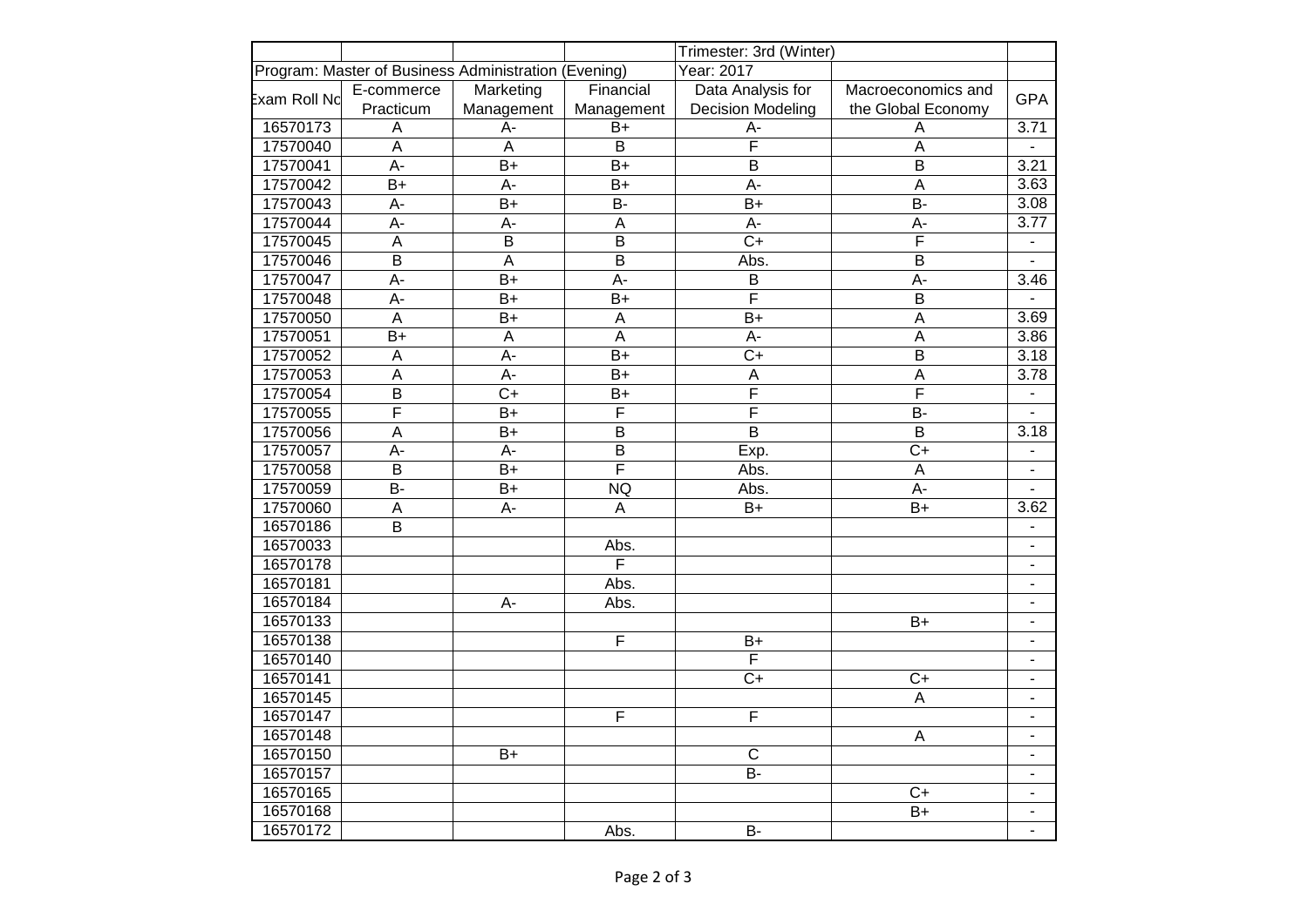| | | | | Trimester: 3rd (Winter) | | |
|---|---|---|---|---|---|---|
| Program: Master of Business Administration (Evening) | | | | Year: 2017 | | |
| Exam Roll No | E-commerce Practicum | Marketing Management | Financial Management | Data Analysis for Decision Modeling | Macroeconomics and the Global Economy | GPA |
| 16570173 | A | A- | B+ | A- | A | 3.71 |
| 17570040 | A | A | B | F | A | - |
| 17570041 | A- | B+ | B+ | B | B | 3.21 |
| 17570042 | B+ | A- | B+ | A- | A | 3.63 |
| 17570043 | A- | B+ | B- | B+ | B- | 3.08 |
| 17570044 | A- | A- | A | A- | A- | 3.77 |
| 17570045 | A | B | B | C+ | F | - |
| 17570046 | B | A | B | Abs. | B | - |
| 17570047 | A- | B+ | A- | B | A- | 3.46 |
| 17570048 | A- | B+ | B+ | F | B | - |
| 17570050 | A | B+ | A | B+ | A | 3.69 |
| 17570051 | B+ | A | A | A- | A | 3.86 |
| 17570052 | A | A- | B+ | C+ | B | 3.18 |
| 17570053 | A | A- | B+ | A | A | 3.78 |
| 17570054 | B | C+ | B+ | F | F | - |
| 17570055 | F | B+ | F | F | B- | - |
| 17570056 | A | B+ | B | B | B | 3.18 |
| 17570057 | A- | A- | B | Exp. | C+ | - |
| 17570058 | B | B+ | F | Abs. | A | - |
| 17570059 | B- | B+ | NQ | Abs. | A- | - |
| 17570060 | A | A- | A | B+ | B+ | 3.62 |
| 16570186 | B | | | | | - |
| 16570033 | | | Abs. | | | - |
| 16570178 | | | F | | | - |
| 16570181 | | | Abs. | | | - |
| 16570184 | | A- | Abs. | | | - |
| 16570133 | | | | | B+ | - |
| 16570138 | | | F | B+ | | - |
| 16570140 | | | | F | | - |
| 16570141 | | | | C+ | C+ | - |
| 16570145 | | | | | A | - |
| 16570147 | | | F | F | | - |
| 16570148 | | | | | A | - |
| 16570150 | | B+ | | C | | - |
| 16570157 | | | | B- | | - |
| 16570165 | | | | | C+ | - |
| 16570168 | | | | | B+ | - |
| 16570172 | | | Abs. | B- | | - |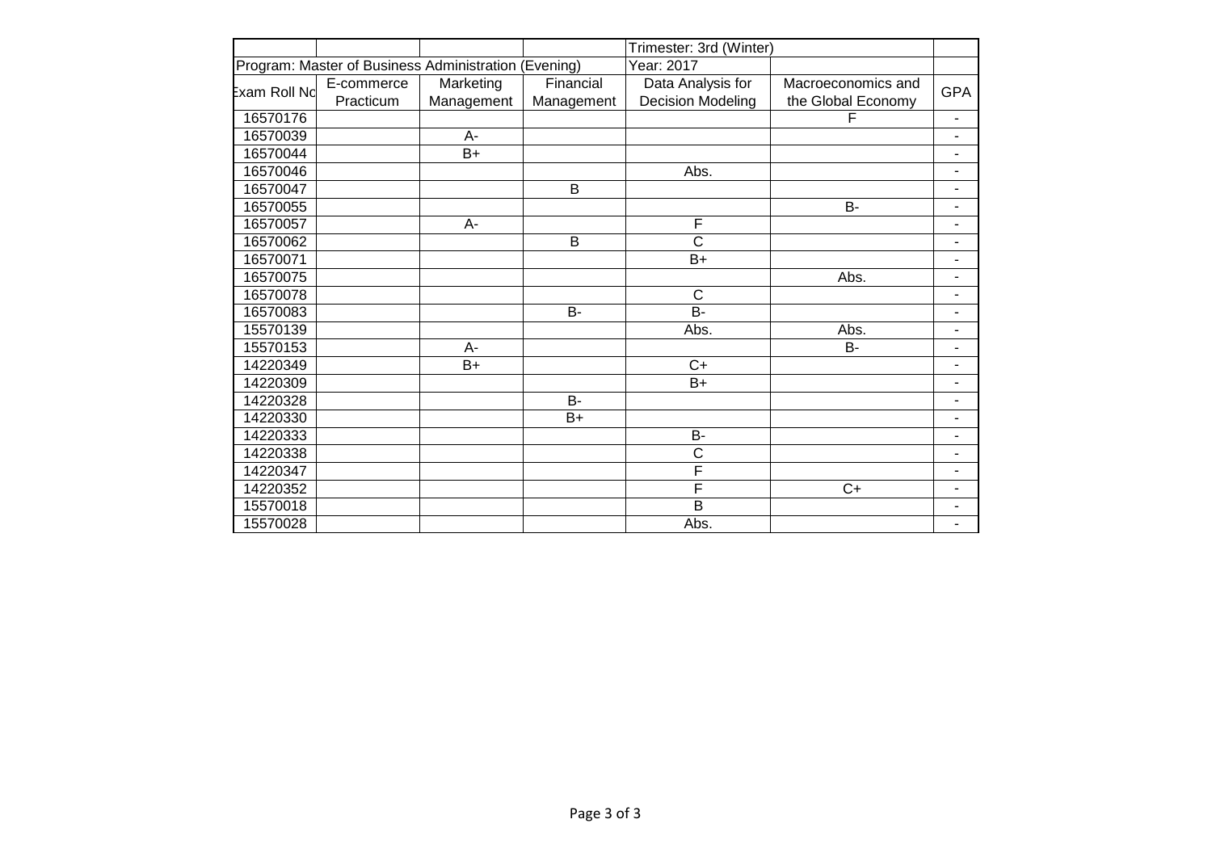| | | | | | | |
|---|---|---|---|---|---|---|
| | | | | Trimester: 3rd (Winter) | | |
| Program: Master of Business Administration (Evening) | | | | Year: 2017 | | |
| Exam Roll No | E-commerce Practicum | Marketing Management | Financial Management | Data Analysis for Decision Modeling | Macroeconomics and the Global Economy | GPA |
| 16570176 | | | | | F | - |
| 16570039 | | A- | | | | - |
| 16570044 | | B+ | | | | - |
| 16570046 | | | | Abs. | | - |
| 16570047 | | | B | | | - |
| 16570055 | | | | | B- | - |
| 16570057 | | A- | | F | | - |
| 16570062 | | | B | C | | - |
| 16570071 | | | | B+ | | - |
| 16570075 | | | | | Abs. | - |
| 16570078 | | | | C | | - |
| 16570083 | | | B- | B- | | - |
| 15570139 | | | | Abs. | Abs. | - |
| 15570153 | | A- | | | B- | - |
| 14220349 | | B+ | | C+ | | - |
| 14220309 | | | | B+ | | - |
| 14220328 | | | B- | | | - |
| 14220330 | | | B+ | | | - |
| 14220333 | | | | B- | | - |
| 14220338 | | | | C | | - |
| 14220347 | | | | F | | - |
| 14220352 | | | | F | C+ | - |
| 15570018 | | | | B | | - |
| 15570028 | | | | Abs. | | - |